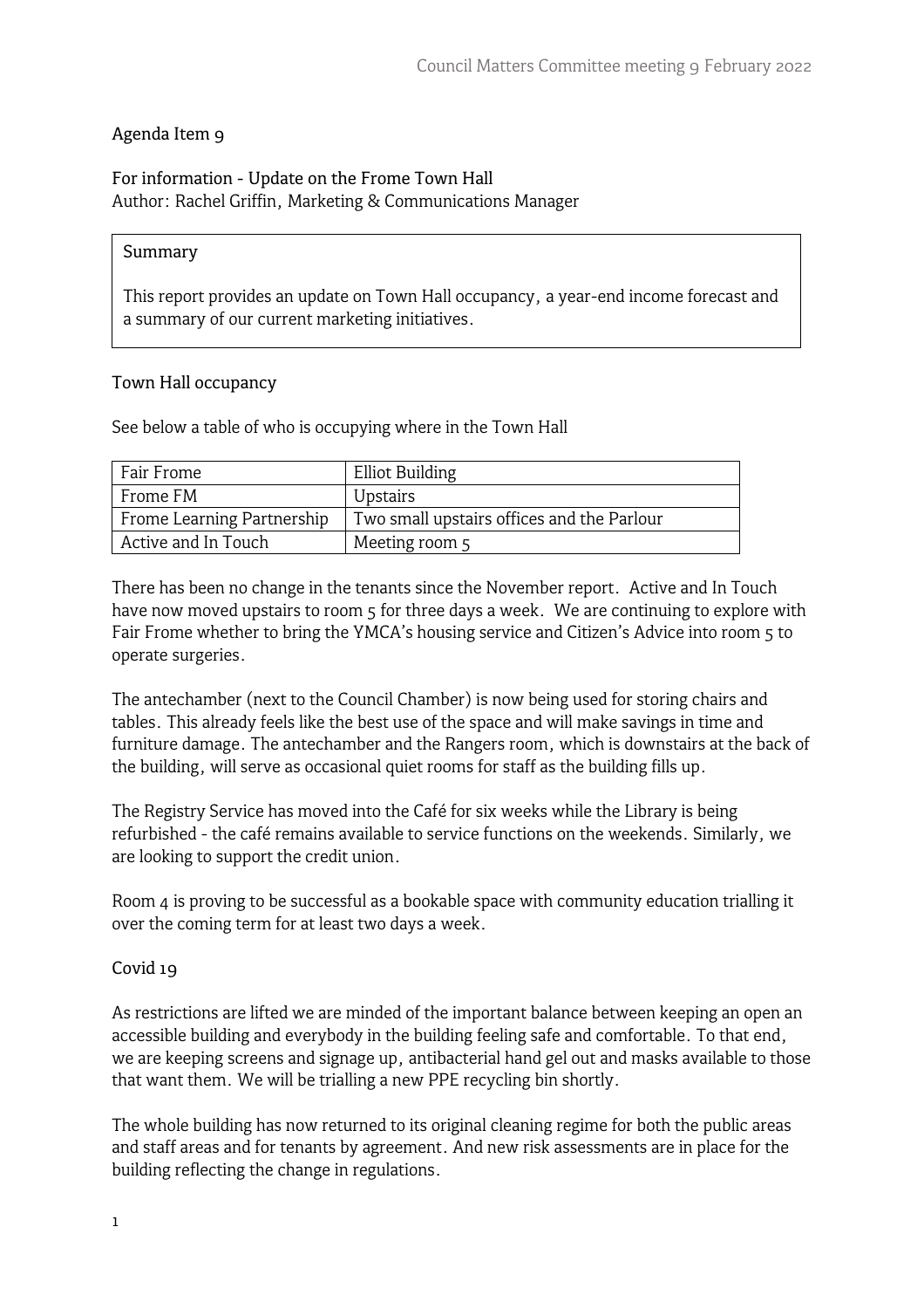## Agenda Item 9

### For information - Update on the Frome Town Hall

Author: Rachel Griffin, Marketing & Communications Manager

> **Summary**
>
> This report provides an update on Town Hall occupancy, a year-end income forecast and a summary of our current marketing initiatives.

### Town Hall occupancy

See below a table of who is occupying where in the Town Hall

| Fair Frome | Elliot Building |
|---|---|
| Frome FM | Upstairs |
| Frome Learning Partnership | Two small upstairs offices and the Parlour |
| Active and In Touch | Meeting room 5 |

There has been no change in the tenants since the November report. Active and In Touch have now moved upstairs to room 5 for three days a week. We are continuing to explore with Fair Frome whether to bring the YMCA's housing service and Citizen's Advice into room 5 to operate surgeries.

The antechamber (next to the Council Chamber) is now being used for storing chairs and tables. This already feels like the best use of the space and will make savings in time and furniture damage. The antechamber and the Rangers room, which is downstairs at the back of the building, will serve as occasional quiet rooms for staff as the building fills up.

The Registry Service has moved into the Café for six weeks while the Library is being refurbished - the café remains available to service functions on the weekends. Similarly, we are looking to support the credit union.

Room 4 is proving to be successful as a bookable space with community education trialling it over the coming term for at least two days a week.

### Covid 19

As restrictions are lifted we are minded of the important balance between keeping an open an accessible building and everybody in the building feeling safe and comfortable. To that end, we are keeping screens and signage up, antibacterial hand gel out and masks available to those that want them. We will be trialling a new PPE recycling bin shortly.

The whole building has now returned to its original cleaning regime for both the public areas and staff areas and for tenants by agreement. And new risk assessments are in place for the building reflecting the change in regulations.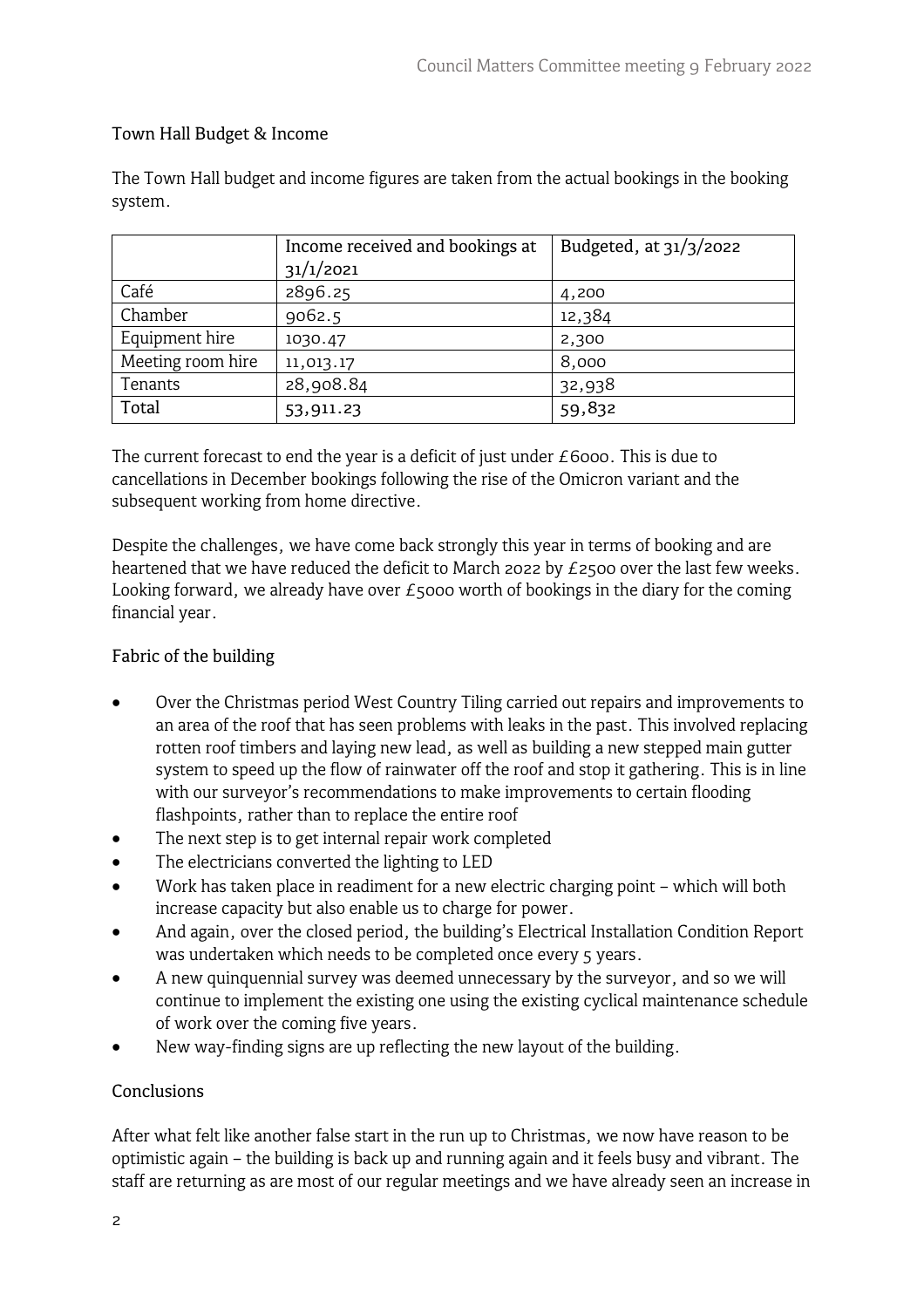### Town Hall Budget & Income

The Town Hall budget and income figures are taken from the actual bookings in the booking system.

| | Income received and bookings at 31/1/2021 | Budgeted, at 31/3/2022 |
|---|---|---|
| Café | 2896.25 | 4,200 |
| Chamber | 9062.5 | 12,384 |
| Equipment hire | 1030.47 | 2,300 |
| Meeting room hire | 11,013.17 | 8,000 |
| Tenants | 28,908.84 | 32,938 |
| Total | 53,911.23 | 59,832 |

The current forecast to end the year is a deficit of just under £6000. This is due to cancellations in December bookings following the rise of the Omicron variant and the subsequent working from home directive.

Despite the challenges, we have come back strongly this year in terms of booking and are heartened that we have reduced the deficit to March 2022 by £2500 over the last few weeks. Looking forward, we already have over £5000 worth of bookings in the diary for the coming financial year.

### Fabric of the building

- Over the Christmas period West Country Tiling carried out repairs and improvements to an area of the roof that has seen problems with leaks in the past. This involved replacing rotten roof timbers and laying new lead, as well as building a new stepped main gutter system to speed up the flow of rainwater off the roof and stop it gathering. This is in line with our surveyor's recommendations to make improvements to certain flooding flashpoints, rather than to replace the entire roof
- The next step is to get internal repair work completed
- The electricians converted the lighting to LED
- Work has taken place in readiment for a new electric charging point – which will both increase capacity but also enable us to charge for power.
- And again, over the closed period, the building's Electrical Installation Condition Report was undertaken which needs to be completed once every 5 years.
- A new quinquennial survey was deemed unnecessary by the surveyor, and so we will continue to implement the existing one using the existing cyclical maintenance schedule of work over the coming five years.
- New way-finding signs are up reflecting the new layout of the building.

### Conclusions

After what felt like another false start in the run up to Christmas, we now have reason to be optimistic again – the building is back up and running again and it feels busy and vibrant. The staff are returning as are most of our regular meetings and we have already seen an increase in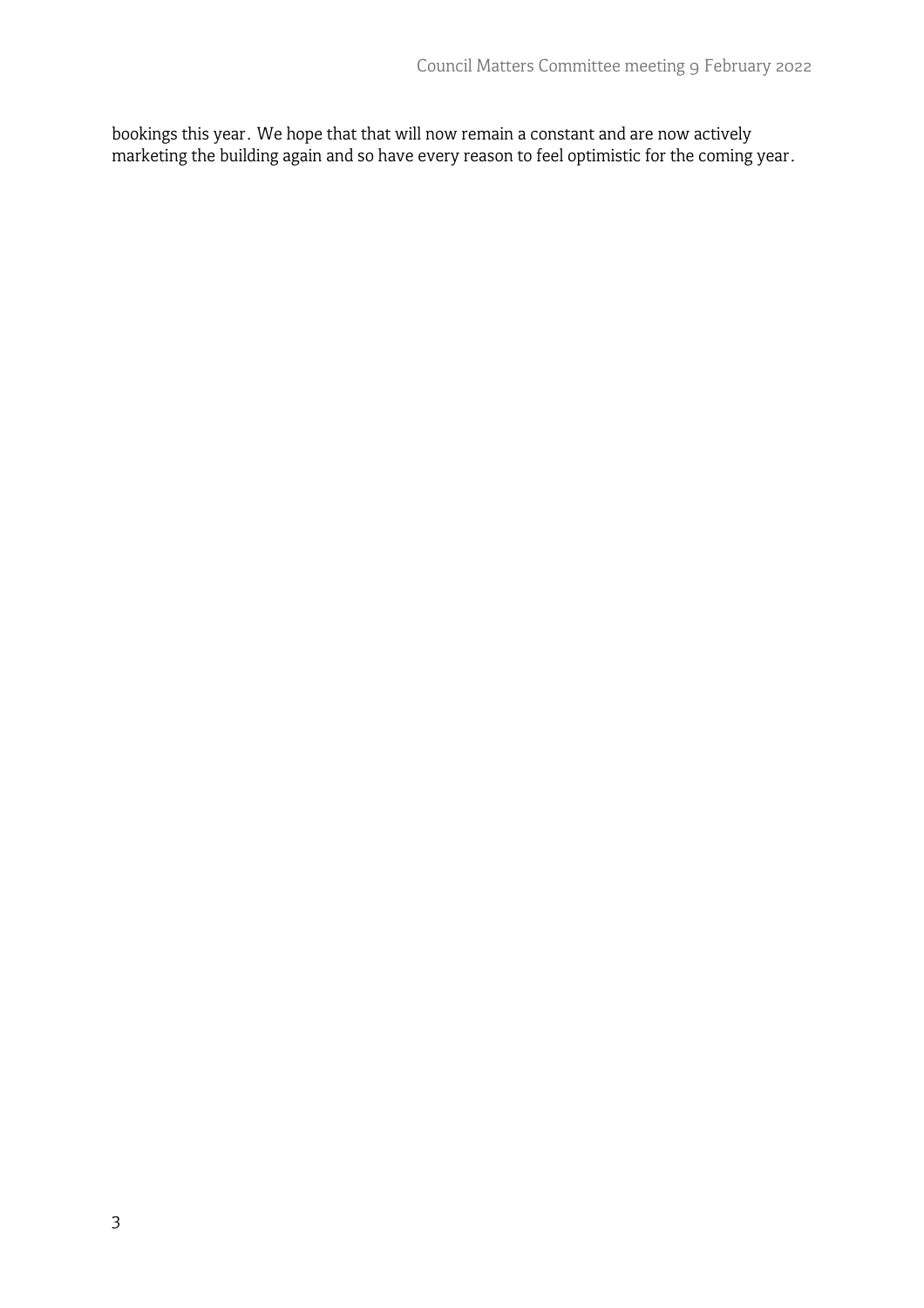bookings this year. We hope that that will now remain a constant and are now actively marketing the building again and so have every reason to feel optimistic for the coming year.